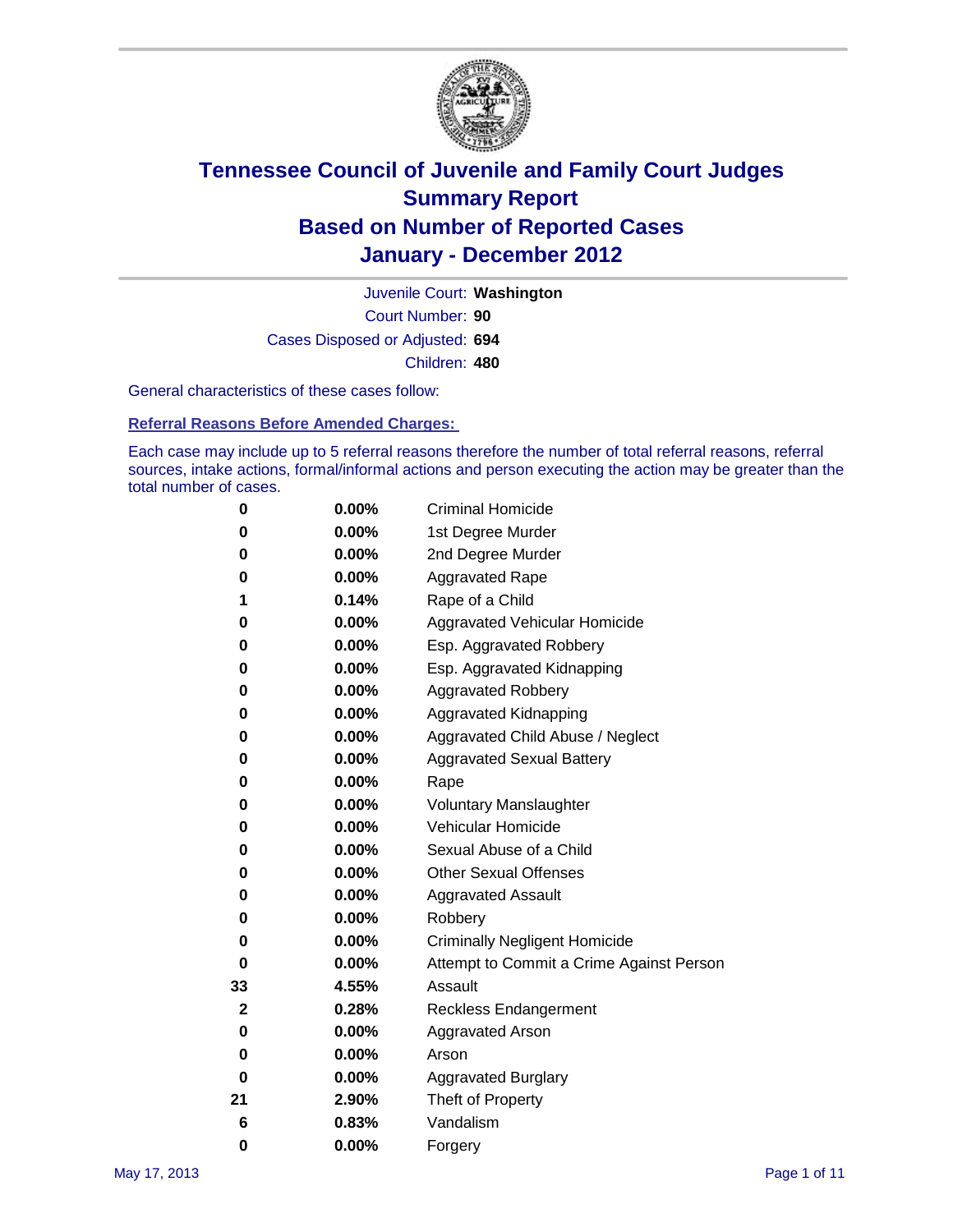# Tennessee Council of Juvenile and Family Court Judges
# Summary Report
# Based on Number of Reported Cases
# January - December 2012

Juvenile Court: **Washington**

Court Number: **90**

Cases Disposed or Adjusted: **694**

Children: **480**

General characteristics of these cases follow:

**Referral Reasons Before Amended Charges:**

Each case may include up to 5 referral reasons therefore the number of total referral reasons, referral sources, intake actions, formal/informal actions and person executing the action may be greater than the total number of cases.

| | | |
|---|---|---|
| 0 | 0.00% | Criminal Homicide |
| 0 | 0.00% | 1st Degree Murder |
| 0 | 0.00% | 2nd Degree Murder |
| 0 | 0.00% | Aggravated Rape |
| 1 | 0.14% | Rape of a Child |
| 0 | 0.00% | Aggravated Vehicular Homicide |
| 0 | 0.00% | Esp. Aggravated Robbery |
| 0 | 0.00% | Esp. Aggravated Kidnapping |
| 0 | 0.00% | Aggravated Robbery |
| 0 | 0.00% | Aggravated Kidnapping |
| 0 | 0.00% | Aggravated Child Abuse / Neglect |
| 0 | 0.00% | Aggravated Sexual Battery |
| 0 | 0.00% | Rape |
| 0 | 0.00% | Voluntary Manslaughter |
| 0 | 0.00% | Vehicular Homicide |
| 0 | 0.00% | Sexual Abuse of a Child |
| 0 | 0.00% | Other Sexual Offenses |
| 0 | 0.00% | Aggravated Assault |
| 0 | 0.00% | Robbery |
| 0 | 0.00% | Criminally Negligent Homicide |
| 0 | 0.00% | Attempt to Commit a Crime Against Person |
| 33 | 4.55% | Assault |
| 2 | 0.28% | Reckless Endangerment |
| 0 | 0.00% | Aggravated Arson |
| 0 | 0.00% | Arson |
| 0 | 0.00% | Aggravated Burglary |
| 21 | 2.90% | Theft of Property |
| 6 | 0.83% | Vandalism |
| 0 | 0.00% | Forgery |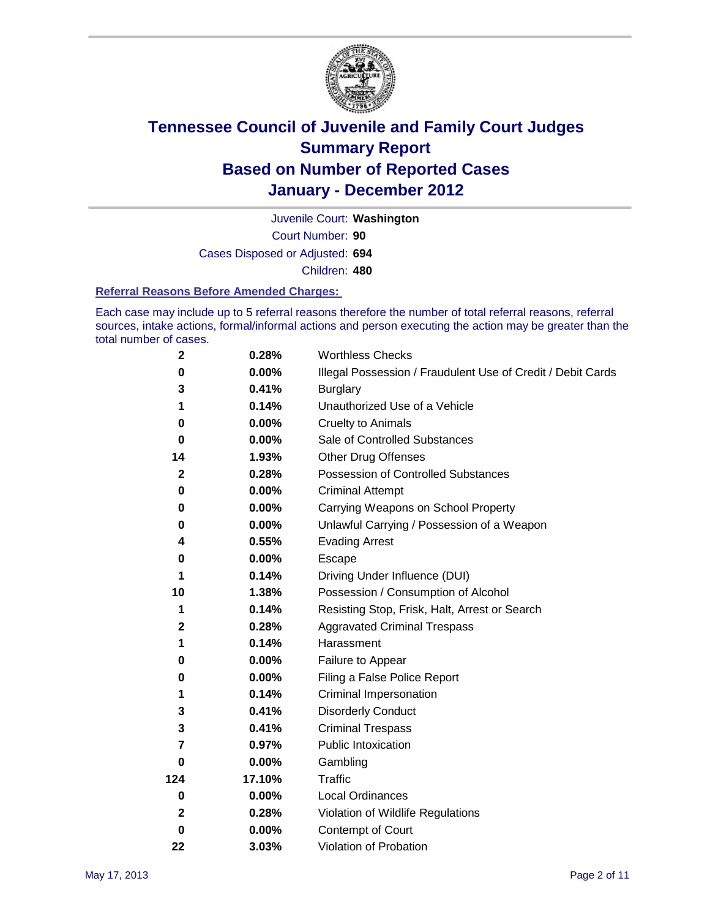# Tennessee Council of Juvenile and Family Court Judges
## Summary Report
## Based on Number of Reported Cases
## January - December 2012

Juvenile Court: **Washington**

Court Number: **90**

Cases Disposed or Adjusted: **694**

Children: **480**

### Referral Reasons Before Amended Charges:

Each case may include up to 5 referral reasons therefore the number of total referral reasons, referral sources, intake actions, formal/informal actions and person executing the action may be greater than the total number of cases.

| | | |
|---|---|---|
| 2 | 0.28% | Worthless Checks |
| 0 | 0.00% | Illegal Possession / Fraudulent Use of Credit / Debit Cards |
| 3 | 0.41% | Burglary |
| 1 | 0.14% | Unauthorized Use of a Vehicle |
| 0 | 0.00% | Cruelty to Animals |
| 0 | 0.00% | Sale of Controlled Substances |
| 14 | 1.93% | Other Drug Offenses |
| 2 | 0.28% | Possession of Controlled Substances |
| 0 | 0.00% | Criminal Attempt |
| 0 | 0.00% | Carrying Weapons on School Property |
| 0 | 0.00% | Unlawful Carrying / Possession of a Weapon |
| 4 | 0.55% | Evading Arrest |
| 0 | 0.00% | Escape |
| 1 | 0.14% | Driving Under Influence (DUI) |
| 10 | 1.38% | Possession / Consumption of Alcohol |
| 1 | 0.14% | Resisting Stop, Frisk, Halt, Arrest or Search |
| 2 | 0.28% | Aggravated Criminal Trespass |
| 1 | 0.14% | Harassment |
| 0 | 0.00% | Failure to Appear |
| 0 | 0.00% | Filing a False Police Report |
| 1 | 0.14% | Criminal Impersonation |
| 3 | 0.41% | Disorderly Conduct |
| 3 | 0.41% | Criminal Trespass |
| 7 | 0.97% | Public Intoxication |
| 0 | 0.00% | Gambling |
| 124 | 17.10% | Traffic |
| 0 | 0.00% | Local Ordinances |
| 2 | 0.28% | Violation of Wildlife Regulations |
| 0 | 0.00% | Contempt of Court |
| 22 | 3.03% | Violation of Probation |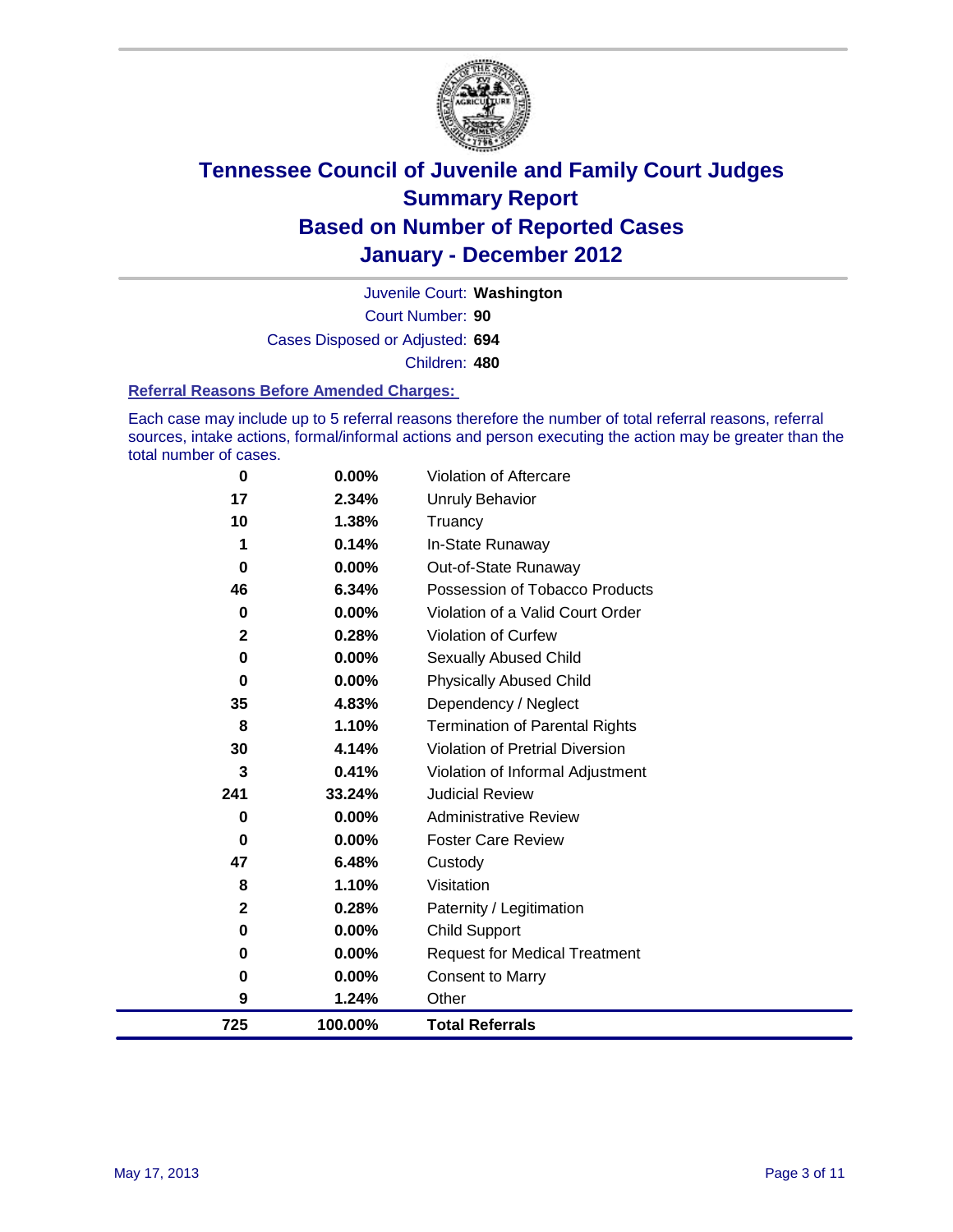# Tennessee Council of Juvenile and Family Court Judges
# Summary Report
# Based on Number of Reported Cases
# January - December 2012

Juvenile Court: **Washington**

Court Number: **90**

Cases Disposed or Adjusted: **694**

Children: **480**

**Referral Reasons Before Amended Charges:**

Each case may include up to 5 referral reasons therefore the number of total referral reasons, referral sources, intake actions, formal/informal actions and person executing the action may be greater than the total number of cases.

| | | |
|---|---|---|
| 0 | 0.00% | Violation of Aftercare |
| 17 | 2.34% | Unruly Behavior |
| 10 | 1.38% | Truancy |
| 1 | 0.14% | In-State Runaway |
| 0 | 0.00% | Out-of-State Runaway |
| 46 | 6.34% | Possession of Tobacco Products |
| 0 | 0.00% | Violation of a Valid Court Order |
| 2 | 0.28% | Violation of Curfew |
| 0 | 0.00% | Sexually Abused Child |
| 0 | 0.00% | Physically Abused Child |
| 35 | 4.83% | Dependency / Neglect |
| 8 | 1.10% | Termination of Parental Rights |
| 30 | 4.14% | Violation of Pretrial Diversion |
| 3 | 0.41% | Violation of Informal Adjustment |
| 241 | 33.24% | Judicial Review |
| 0 | 0.00% | Administrative Review |
| 0 | 0.00% | Foster Care Review |
| 47 | 6.48% | Custody |
| 8 | 1.10% | Visitation |
| 2 | 0.28% | Paternity / Legitimation |
| 0 | 0.00% | Child Support |
| 0 | 0.00% | Request for Medical Treatment |
| 0 | 0.00% | Consent to Marry |
| 9 | 1.24% | Other |
| **725** | **100.00%** | **Total Referrals** |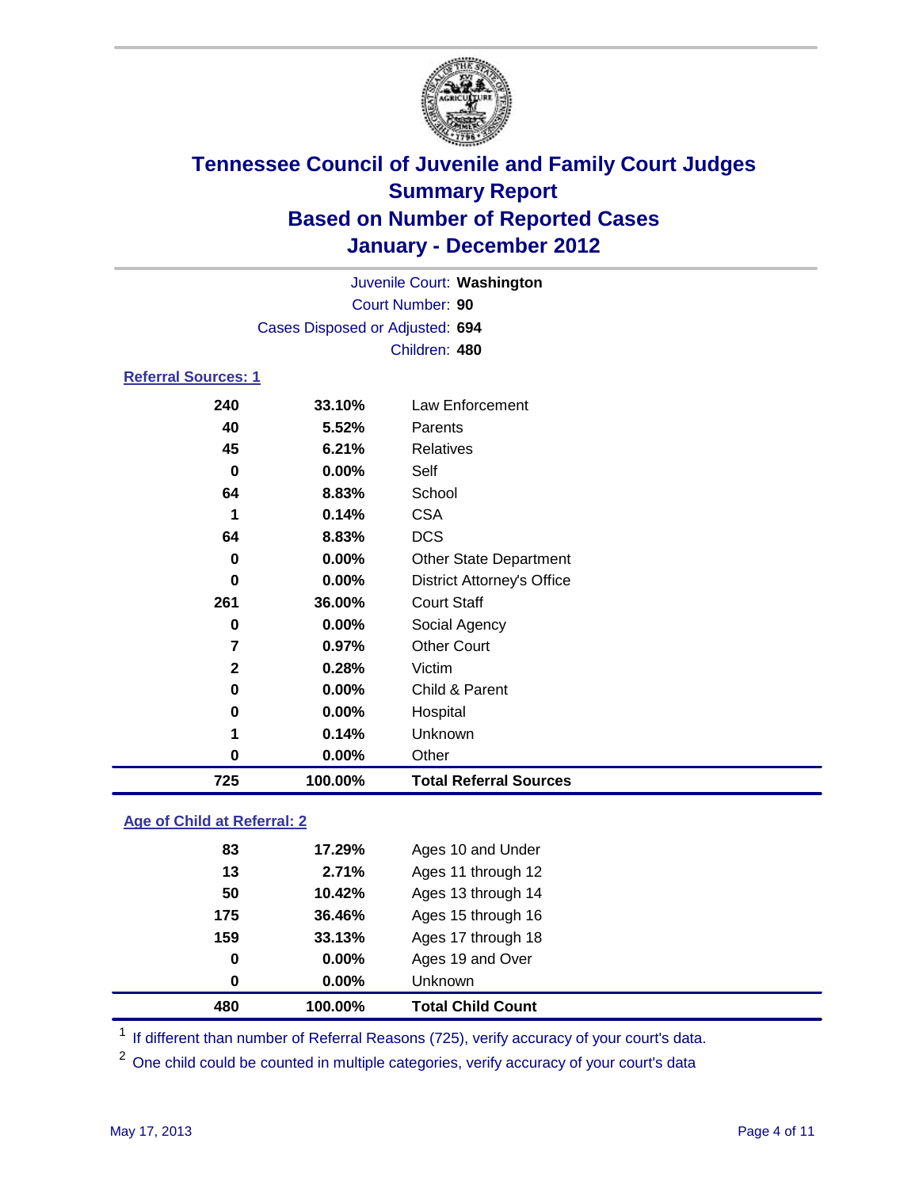# Tennessee Council of Juvenile and Family Court Judges
## Summary Report
## Based on Number of Reported Cases
## January - December 2012

Juvenile Court: **Washington**
Court Number: **90**
Cases Disposed or Adjusted: **694**
Children: **480**

### Referral Sources: 1

| | | |
|---|---|---|
| 240 | 33.10% | Law Enforcement |
| 40 | 5.52% | Parents |
| 45 | 6.21% | Relatives |
| 0 | 0.00% | Self |
| 64 | 8.83% | School |
| 1 | 0.14% | CSA |
| 64 | 8.83% | DCS |
| 0 | 0.00% | Other State Department |
| 0 | 0.00% | District Attorney's Office |
| 261 | 36.00% | Court Staff |
| 0 | 0.00% | Social Agency |
| 7 | 0.97% | Other Court |
| 2 | 0.28% | Victim |
| 0 | 0.00% | Child & Parent |
| 0 | 0.00% | Hospital |
| 1 | 0.14% | Unknown |
| 0 | 0.00% | Other |
| **725** | **100.00%** | **Total Referral Sources** |

### Age of Child at Referral: 2

| | | |
|---|---|---|
| 83 | 17.29% | Ages 10 and Under |
| 13 | 2.71% | Ages 11 through 12 |
| 50 | 10.42% | Ages 13 through 14 |
| 175 | 36.46% | Ages 15 through 16 |
| 159 | 33.13% | Ages 17 through 18 |
| 0 | 0.00% | Ages 19 and Over |
| 0 | 0.00% | Unknown |
| **480** | **100.00%** | **Total Child Count** |

[1] If different than number of Referral Reasons (725), verify accuracy of your court's data.

[2] One child could be counted in multiple categories, verify accuracy of your court's data

May 17, 2013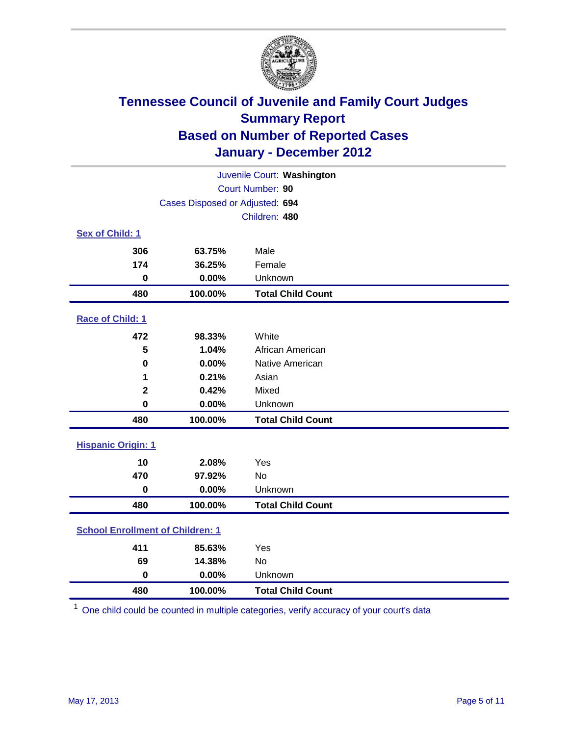# Tennessee Council of Juvenile and Family Court Judges
## Summary Report
## Based on Number of Reported Cases
## January - December 2012

Juvenile Court: **Washington**
Court Number: **90**
Cases Disposed or Adjusted: **694**
Children: **480**

### Sex of Child: 1

| | | |
|---|---|---|
| **306** | **63.75%** | Male |
| **174** | **36.25%** | Female |
| **0** | **0.00%** | Unknown |
| **480** | **100.00%** | **Total Child Count** |

### Race of Child: 1

| | | |
|---|---|---|
| **472** | **98.33%** | White |
| **5** | **1.04%** | African American |
| **0** | **0.00%** | Native American |
| **1** | **0.21%** | Asian |
| **2** | **0.42%** | Mixed |
| **0** | **0.00%** | Unknown |
| **480** | **100.00%** | **Total Child Count** |

### Hispanic Origin: 1

| | | |
|---|---|---|
| **10** | **2.08%** | Yes |
| **470** | **97.92%** | No |
| **0** | **0.00%** | Unknown |
| **480** | **100.00%** | **Total Child Count** |

### School Enrollment of Children: 1

| | | |
|---|---|---|
| **411** | **85.63%** | Yes |
| **69** | **14.38%** | No |
| **0** | **0.00%** | Unknown |
| **480** | **100.00%** | **Total Child Count** |

[1] One child could be counted in multiple categories, verify accuracy of your court's data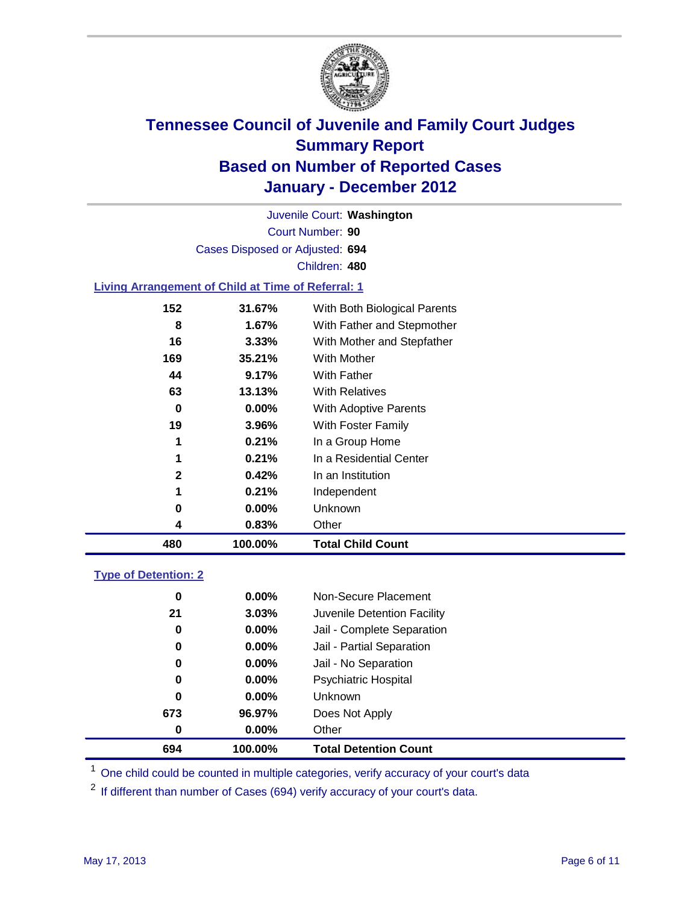# Tennessee Council of Juvenile and Family Court Judges
## Summary Report
## Based on Number of Reported Cases
## January - December 2012

Juvenile Court: **Washington**

Court Number: **90**

Cases Disposed or Adjusted: **694**

Children: **480**

### Living Arrangement of Child at Time of Referral: 1

| | | |
|---|---|---|
| 152 | 31.67% | With Both Biological Parents |
| 8 | 1.67% | With Father and Stepmother |
| 16 | 3.33% | With Mother and Stepfather |
| 169 | 35.21% | With Mother |
| 44 | 9.17% | With Father |
| 63 | 13.13% | With Relatives |
| 0 | 0.00% | With Adoptive Parents |
| 19 | 3.96% | With Foster Family |
| 1 | 0.21% | In a Group Home |
| 1 | 0.21% | In a Residential Center |
| 2 | 0.42% | In an Institution |
| 1 | 0.21% | Independent |
| 0 | 0.00% | Unknown |
| 4 | 0.83% | Other |
| **480** | **100.00%** | **Total Child Count** |

### Type of Detention: 2

| | | |
|---|---|---|
| 0 | 0.00% | Non-Secure Placement |
| 21 | 3.03% | Juvenile Detention Facility |
| 0 | 0.00% | Jail - Complete Separation |
| 0 | 0.00% | Jail - Partial Separation |
| 0 | 0.00% | Jail - No Separation |
| 0 | 0.00% | Psychiatric Hospital |
| 0 | 0.00% | Unknown |
| 673 | 96.97% | Does Not Apply |
| 0 | 0.00% | Other |
| **694** | **100.00%** | **Total Detention Count** |

[1] One child could be counted in multiple categories, verify accuracy of your court's data

[2] If different than number of Cases (694) verify accuracy of your court's data.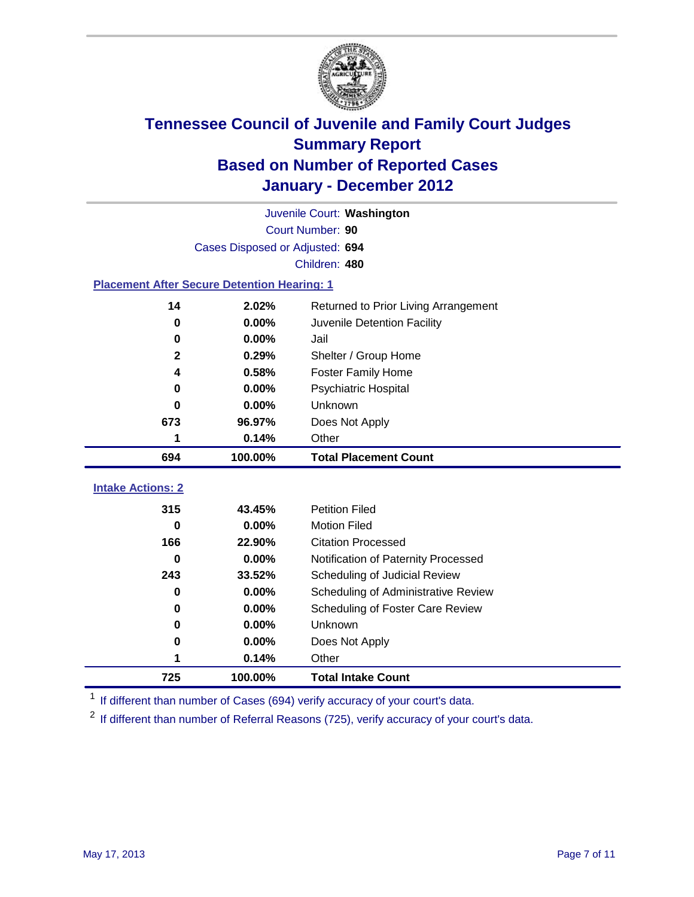# Tennessee Council of Juvenile and Family Court Judges
## Summary Report
## Based on Number of Reported Cases
## January - December 2012

Juvenile Court: **Washington**
Court Number: **90**
Cases Disposed or Adjusted: **694**
Children: **480**

### Placement After Secure Detention Hearing: 1

| | | |
|---|---|---|
| 14 | 2.02% | Returned to Prior Living Arrangement |
| 0 | 0.00% | Juvenile Detention Facility |
| 0 | 0.00% | Jail |
| 2 | 0.29% | Shelter / Group Home |
| 4 | 0.58% | Foster Family Home |
| 0 | 0.00% | Psychiatric Hospital |
| 0 | 0.00% | Unknown |
| 673 | 96.97% | Does Not Apply |
| 1 | 0.14% | Other |
| **694** | **100.00%** | **Total Placement Count** |

### Intake Actions: 2

| | | |
|---|---|---|
| 315 | 43.45% | Petition Filed |
| 0 | 0.00% | Motion Filed |
| 166 | 22.90% | Citation Processed |
| 0 | 0.00% | Notification of Paternity Processed |
| 243 | 33.52% | Scheduling of Judicial Review |
| 0 | 0.00% | Scheduling of Administrative Review |
| 0 | 0.00% | Scheduling of Foster Care Review |
| 0 | 0.00% | Unknown |
| 0 | 0.00% | Does Not Apply |
| 1 | 0.14% | Other |
| **725** | **100.00%** | **Total Intake Count** |

[1] If different than number of Cases (694) verify accuracy of your court's data.

[2] If different than number of Referral Reasons (725), verify accuracy of your court's data.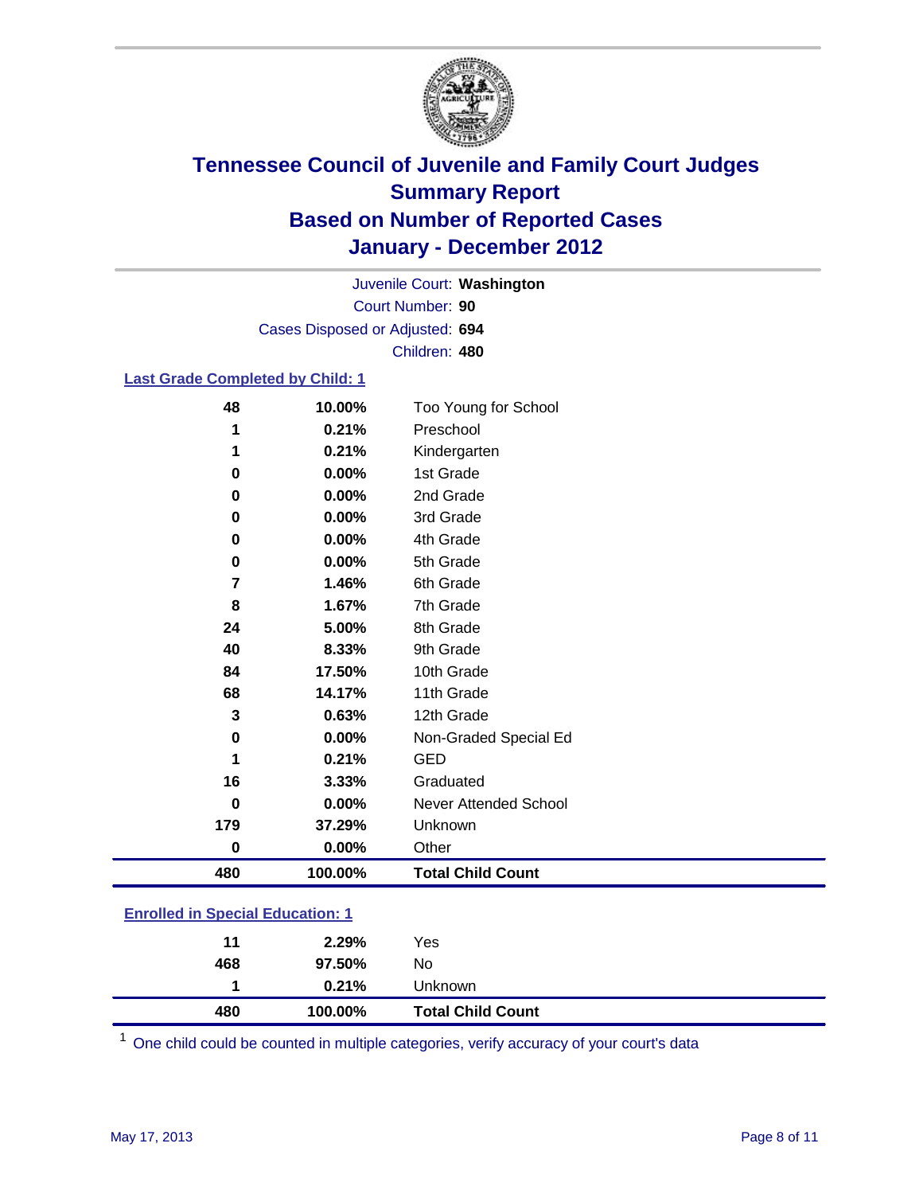# Tennessee Council of Juvenile and Family Court Judges
## Summary Report
## Based on Number of Reported Cases
## January - December 2012

Juvenile Court: **Washington**

Court Number: **90**

Cases Disposed or Adjusted: **694**

Children: **480**

### Last Grade Completed by Child: 1

| | | |
|---|---|---|
| 48 | 10.00% | Too Young for School |
| 1 | 0.21% | Preschool |
| 1 | 0.21% | Kindergarten |
| 0 | 0.00% | 1st Grade |
| 0 | 0.00% | 2nd Grade |
| 0 | 0.00% | 3rd Grade |
| 0 | 0.00% | 4th Grade |
| 0 | 0.00% | 5th Grade |
| 7 | 1.46% | 6th Grade |
| 8 | 1.67% | 7th Grade |
| 24 | 5.00% | 8th Grade |
| 40 | 8.33% | 9th Grade |
| 84 | 17.50% | 10th Grade |
| 68 | 14.17% | 11th Grade |
| 3 | 0.63% | 12th Grade |
| 0 | 0.00% | Non-Graded Special Ed |
| 1 | 0.21% | GED |
| 16 | 3.33% | Graduated |
| 0 | 0.00% | Never Attended School |
| 179 | 37.29% | Unknown |
| 0 | 0.00% | Other |
| **480** | **100.00%** | **Total Child Count** |

### Enrolled in Special Education: 1

| | | |
|---|---|---|
| 11 | 2.29% | Yes |
| 468 | 97.50% | No |
| 1 | 0.21% | Unknown |
| **480** | **100.00%** | **Total Child Count** |

[1] One child could be counted in multiple categories, verify accuracy of your court's data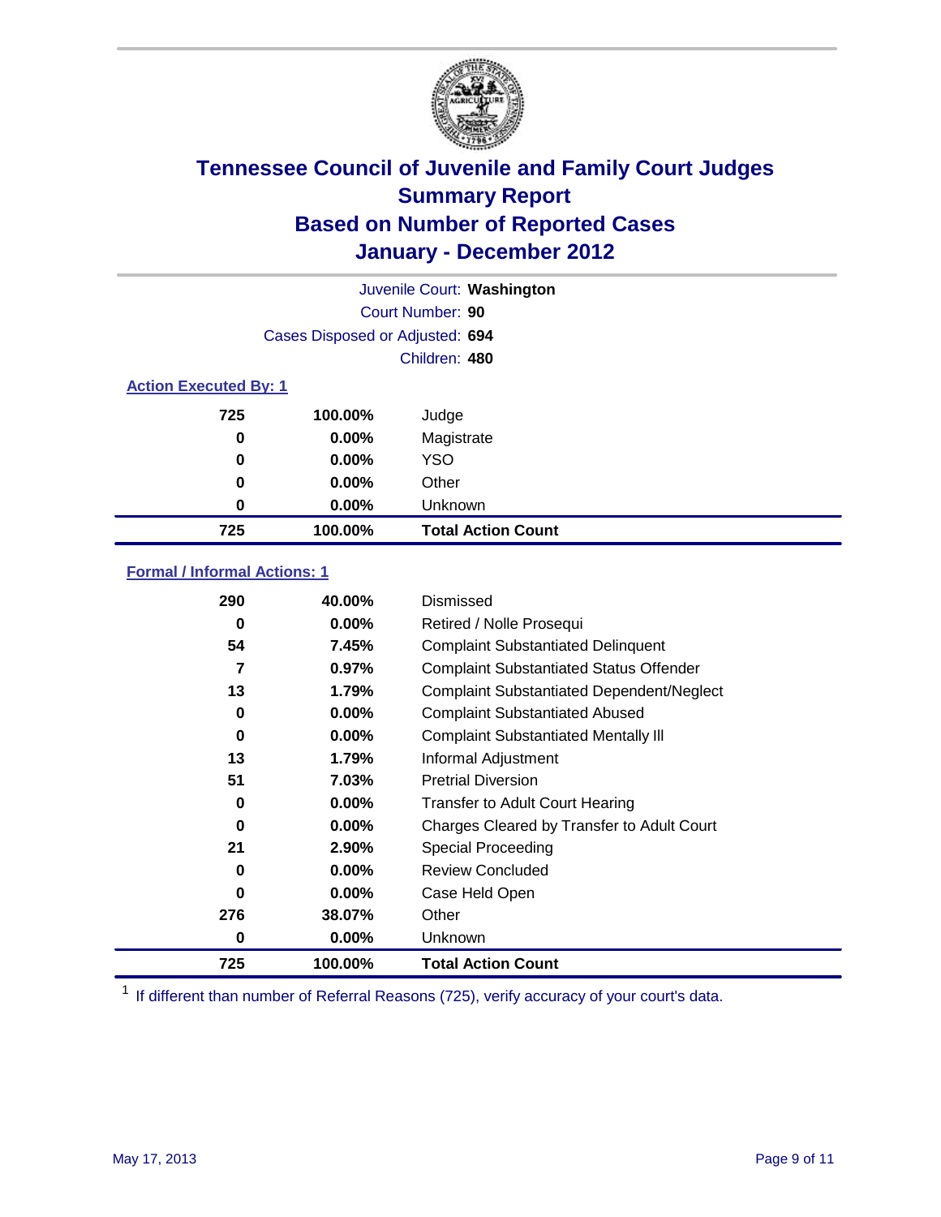# Tennessee Council of Juvenile and Family Court Judges
## Summary Report
## Based on Number of Reported Cases
## January - December 2012

Juvenile Court: **Washington**

Court Number: **90**

Cases Disposed or Adjusted: **694**

Children: **480**

### Action Executed By: 1

| | | |
|---|---|---|
| 725 | 100.00% | Judge |
| 0 | 0.00% | Magistrate |
| 0 | 0.00% | YSO |
| 0 | 0.00% | Other |
| 0 | 0.00% | Unknown |
| **725** | **100.00%** | **Total Action Count** |

### Formal / Informal Actions: 1

| | | |
|---|---|---|
| 290 | 40.00% | Dismissed |
| 0 | 0.00% | Retired / Nolle Prosequi |
| 54 | 7.45% | Complaint Substantiated Delinquent |
| 7 | 0.97% | Complaint Substantiated Status Offender |
| 13 | 1.79% | Complaint Substantiated Dependent/Neglect |
| 0 | 0.00% | Complaint Substantiated Abused |
| 0 | 0.00% | Complaint Substantiated Mentally Ill |
| 13 | 1.79% | Informal Adjustment |
| 51 | 7.03% | Pretrial Diversion |
| 0 | 0.00% | Transfer to Adult Court Hearing |
| 0 | 0.00% | Charges Cleared by Transfer to Adult Court |
| 21 | 2.90% | Special Proceeding |
| 0 | 0.00% | Review Concluded |
| 0 | 0.00% | Case Held Open |
| 276 | 38.07% | Other |
| 0 | 0.00% | Unknown |
| **725** | **100.00%** | **Total Action Count** |

[1] If different than number of Referral Reasons (725), verify accuracy of your court's data.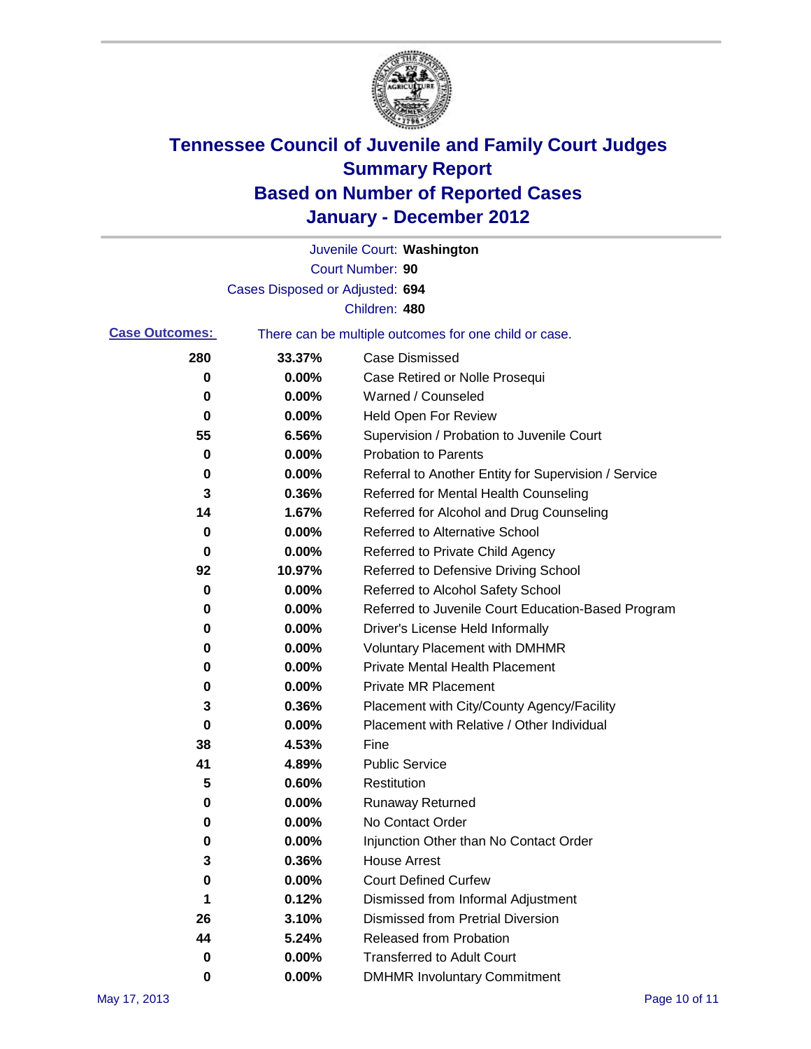# Tennessee Council of Juvenile and Family Court Judges
# Summary Report
# Based on Number of Reported Cases
# January - December 2012

Juvenile Court: **Washington**

Court Number: **90**

Cases Disposed or Adjusted: **694**

Children: **480**

**Case Outcomes:** There can be multiple outcomes for one child or case.

| | | |
|---|---|---|
| 280 | 33.37% | Case Dismissed |
| 0 | 0.00% | Case Retired or Nolle Prosequi |
| 0 | 0.00% | Warned / Counseled |
| 0 | 0.00% | Held Open For Review |
| 55 | 6.56% | Supervision / Probation to Juvenile Court |
| 0 | 0.00% | Probation to Parents |
| 0 | 0.00% | Referral to Another Entity for Supervision / Service |
| 3 | 0.36% | Referred for Mental Health Counseling |
| 14 | 1.67% | Referred for Alcohol and Drug Counseling |
| 0 | 0.00% | Referred to Alternative School |
| 0 | 0.00% | Referred to Private Child Agency |
| 92 | 10.97% | Referred to Defensive Driving School |
| 0 | 0.00% | Referred to Alcohol Safety School |
| 0 | 0.00% | Referred to Juvenile Court Education-Based Program |
| 0 | 0.00% | Driver's License Held Informally |
| 0 | 0.00% | Voluntary Placement with DMHMR |
| 0 | 0.00% | Private Mental Health Placement |
| 0 | 0.00% | Private MR Placement |
| 3 | 0.36% | Placement with City/County Agency/Facility |
| 0 | 0.00% | Placement with Relative / Other Individual |
| 38 | 4.53% | Fine |
| 41 | 4.89% | Public Service |
| 5 | 0.60% | Restitution |
| 0 | 0.00% | Runaway Returned |
| 0 | 0.00% | No Contact Order |
| 0 | 0.00% | Injunction Other than No Contact Order |
| 3 | 0.36% | House Arrest |
| 0 | 0.00% | Court Defined Curfew |
| 1 | 0.12% | Dismissed from Informal Adjustment |
| 26 | 3.10% | Dismissed from Pretrial Diversion |
| 44 | 5.24% | Released from Probation |
| 0 | 0.00% | Transferred to Adult Court |
| 0 | 0.00% | DMHMR Involuntary Commitment |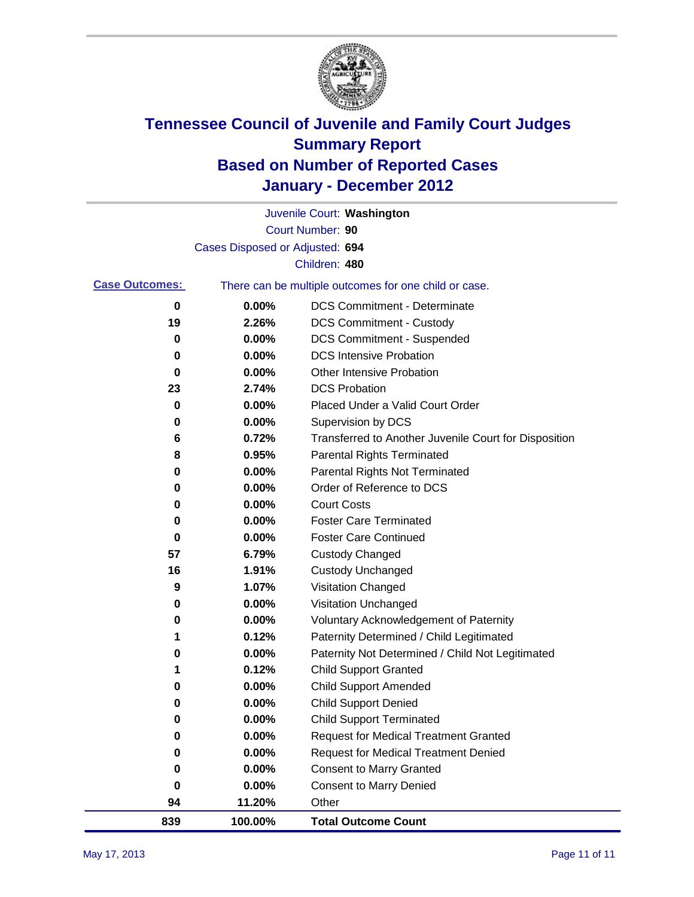# Tennessee Council of Juvenile and Family Court Judges
## Summary Report
## Based on Number of Reported Cases
## January - December 2012

Juvenile Court: **Washington**

Court Number: **90**

Cases Disposed or Adjusted: **694**

Children: **480**

**Case Outcomes:** There can be multiple outcomes for one child or case.

| | | |
|---|---|---|
| 0 | 0.00% | DCS Commitment - Determinate |
| 19 | 2.26% | DCS Commitment - Custody |
| 0 | 0.00% | DCS Commitment - Suspended |
| 0 | 0.00% | DCS Intensive Probation |
| 0 | 0.00% | Other Intensive Probation |
| 23 | 2.74% | DCS Probation |
| 0 | 0.00% | Placed Under a Valid Court Order |
| 0 | 0.00% | Supervision by DCS |
| 6 | 0.72% | Transferred to Another Juvenile Court for Disposition |
| 8 | 0.95% | Parental Rights Terminated |
| 0 | 0.00% | Parental Rights Not Terminated |
| 0 | 0.00% | Order of Reference to DCS |
| 0 | 0.00% | Court Costs |
| 0 | 0.00% | Foster Care Terminated |
| 0 | 0.00% | Foster Care Continued |
| 57 | 6.79% | Custody Changed |
| 16 | 1.91% | Custody Unchanged |
| 9 | 1.07% | Visitation Changed |
| 0 | 0.00% | Visitation Unchanged |
| 0 | 0.00% | Voluntary Acknowledgement of Paternity |
| 1 | 0.12% | Paternity Determined / Child Legitimated |
| 0 | 0.00% | Paternity Not Determined / Child Not Legitimated |
| 1 | 0.12% | Child Support Granted |
| 0 | 0.00% | Child Support Amended |
| 0 | 0.00% | Child Support Denied |
| 0 | 0.00% | Child Support Terminated |
| 0 | 0.00% | Request for Medical Treatment Granted |
| 0 | 0.00% | Request for Medical Treatment Denied |
| 0 | 0.00% | Consent to Marry Granted |
| 0 | 0.00% | Consent to Marry Denied |
| 94 | 11.20% | Other |
| **839** | **100.00%** | **Total Outcome Count** |